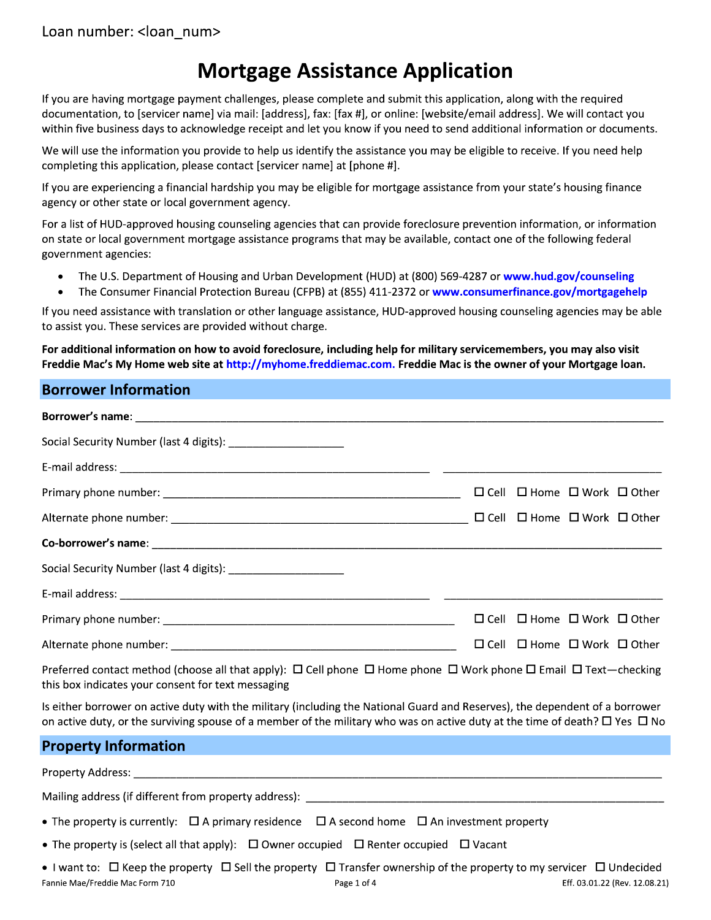Loan number: <loan_num>

# Mortgage Assistance Application

If you are having mortgage payment challenges, please complete and submit this application, along with the required documentation, to [servicer name] via mail: [address], fax: [fax #], or online: [website/email address]. We will contact you within five business days to acknowledge receipt and let you know if you need to send additional information or documents.

We will use the information you provide to help us identify the assistance you may be eligible to receive. If you need help completing this application, please contact [servicer name] at [phone #].

If you are experiencing a financial hardship you may be eligible for mortgage assistance from your state's housing finance agency or other state or local government agency.

For a list of HUD-approved housing counseling agencies that can provide foreclosure prevention information, or information on state or local government mortgage assistance programs that may be available, contact one of the following federal government agencies:

- The U.S. Department of Housing and Urban Development (HUD) at (800) 569-4287 or www.hud.gov/counseling
- The Consumer Financial Protection Bureau (CFPB) at (855) 411-2372 or www.consumerfinance.gov/mortgagehelp

If you need assistance with translation or other language assistance, HUD-approved housing counseling agencies may be able to assist you. These services are provided without charge.

**For additional information on how to avoid foreclosure, including help for military servicemembers, you may also visit Freddie Mac's My Home web site at http://myhome.freddiemac.com. Freddie Mac is the owner of your Mortgage loan.**

## Borrower Information

**Borrower's name**: ______________________________

Social Security Number (last 4 digits): ______________

E-mail address: ______________________________ ______________________________

Primary phone number: ______________________________ ☐ Cell ☐ Home ☐ Work ☐ Other

Alternate phone number: ______________________________ ☐ Cell ☐ Home ☐ Work ☐ Other

**Co-borrower's name**: ______________________________

Social Security Number (last 4 digits): ______________

E-mail address: ______________________________ ______________________________

Primary phone number: ______________________________ ☐ Cell ☐ Home ☐ Work ☐ Other

Alternate phone number: ______________________________ ☐ Cell ☐ Home ☐ Work ☐ Other

Preferred contact method (choose all that apply): ☐ Cell phone ☐ Home phone ☐ Work phone ☐ Email ☐ Text—checking this box indicates your consent for text messaging

Is either borrower on active duty with the military (including the National Guard and Reserves), the dependent of a borrower on active duty, or the surviving spouse of a member of the military who was on active duty at the time of death? ☐ Yes ☐ No

## Property Information

Property Address: ______________________________

Mailing address (if different from property address): ______________________________

- The property is currently: ☐ A primary residence ☐ A second home ☐ An investment property
- The property is (select all that apply): ☐ Owner occupied ☐ Renter occupied ☐ Vacant
- I want to: ☐ Keep the property ☐ Sell the property ☐ Transfer ownership of the property to my servicer ☐ Undecided

Fannie Mae/Freddie Mac Form 710 Eff. 03.01.22 (Rev. 12.08.21)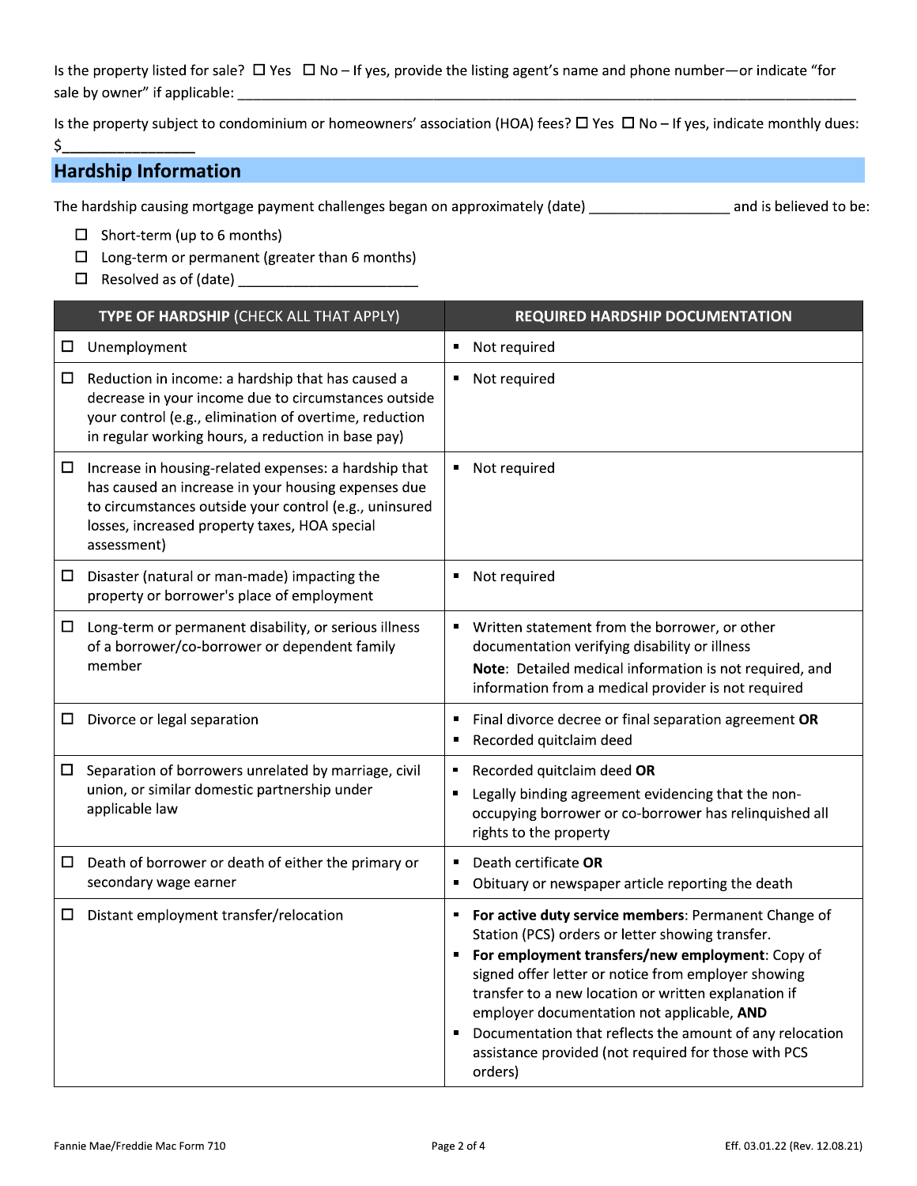Is the property listed for sale? ☐ Yes ☐ No – If yes, provide the listing agent's name and phone number—or indicate "for sale by owner" if applicable: ______________________________________________________________________________

Is the property subject to condominium or homeowners' association (HOA) fees? ☐ Yes ☐ No – If yes, indicate monthly dues: $________________

## Hardship Information

The hardship causing mortgage payment challenges began on approximately (date) _________________ and is believed to be:

- ☐ Short-term (up to 6 months)
- ☐ Long-term or permanent (greater than 6 months)
- ☐ Resolved as of (date) ______________________

| **TYPE OF HARDSHIP** (CHECK ALL THAT APPLY) | **REQUIRED HARDSHIP DOCUMENTATION** |
|---|---|
| ☐ Unemployment | ▪ Not required |
| ☐ Reduction in income: a hardship that has caused a decrease in your income due to circumstances outside your control (e.g., elimination of overtime, reduction in regular working hours, a reduction in base pay) | ▪ Not required |
| ☐ Increase in housing-related expenses: a hardship that has caused an increase in your housing expenses due to circumstances outside your control (e.g., uninsured losses, increased property taxes, HOA special assessment) | ▪ Not required |
| ☐ Disaster (natural or man-made) impacting the property or borrower's place of employment | ▪ Not required |
| ☐ Long-term or permanent disability, or serious illness of a borrower/co-borrower or dependent family member | ▪ Written statement from the borrower, or other documentation verifying disability or illness<br>**Note**: Detailed medical information is not required, and information from a medical provider is not required |
| ☐ Divorce or legal separation | ▪ Final divorce decree or final separation agreement **OR**<br>▪ Recorded quitclaim deed |
| ☐ Separation of borrowers unrelated by marriage, civil union, or similar domestic partnership under applicable law | ▪ Recorded quitclaim deed **OR**<br>▪ Legally binding agreement evidencing that the non-occupying borrower or co-borrower has relinquished all rights to the property |
| ☐ Death of borrower or death of either the primary or secondary wage earner | ▪ Death certificate **OR**<br>▪ Obituary or newspaper article reporting the death |
| ☐ Distant employment transfer/relocation | ▪ **For active duty service members**: Permanent Change of Station (PCS) orders or letter showing transfer.<br>▪ **For employment transfers/new employment**: Copy of signed offer letter or notice from employer showing transfer to a new location or written explanation if employer documentation not applicable, **AND**<br>▪ Documentation that reflects the amount of any relocation assistance provided (not required for those with PCS orders) |

Fannie Mae/Freddie Mac Form 710 Eff. 03.01.22 (Rev. 12.08.21)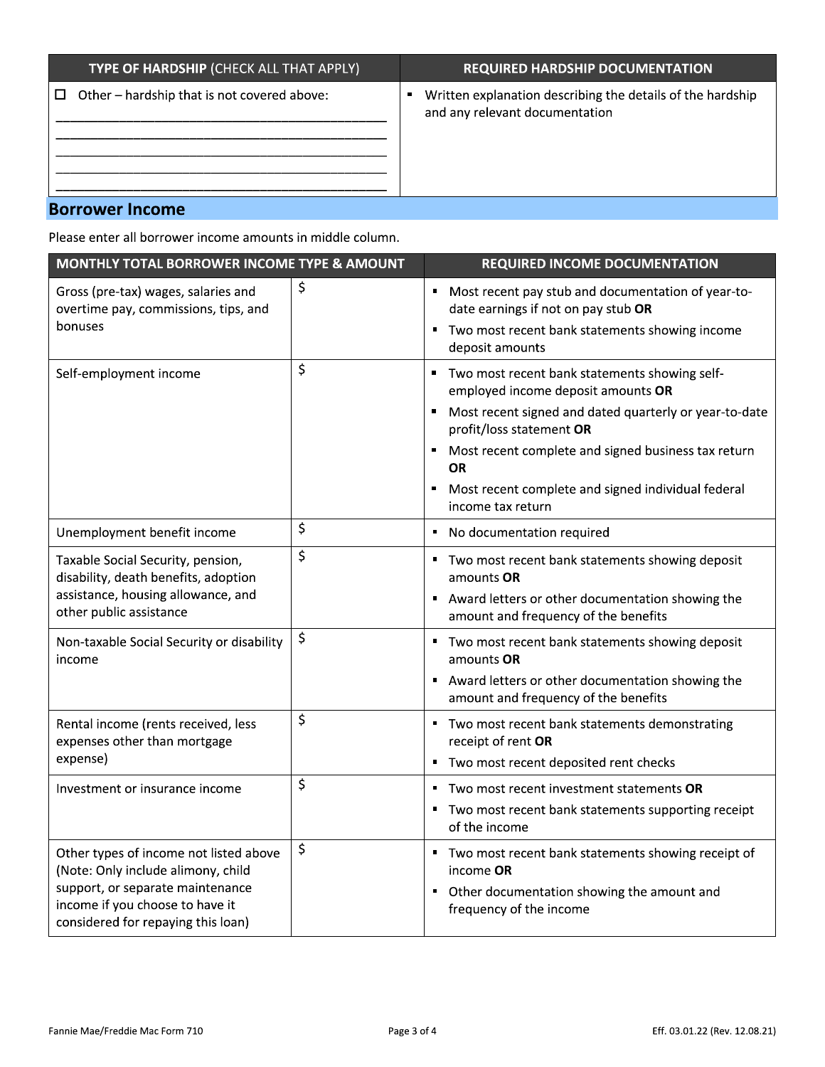| TYPE OF HARDSHIP (CHECK ALL THAT APPLY) | REQUIRED HARDSHIP DOCUMENTATION |
|---|---|
| ☐ Other – hardship that is not covered above: ______________________________ ______________________________ ______________________________ ______________________________ ______________________________ | ▪ Written explanation describing the details of the hardship and any relevant documentation |

## Borrower Income

Please enter all borrower income amounts in middle column.

| MONTHLY TOTAL BORROWER INCOME TYPE & AMOUNT | | REQUIRED INCOME DOCUMENTATION |
|---|---|---|
| Gross (pre-tax) wages, salaries and overtime pay, commissions, tips, and bonuses | $ | ▪ Most recent pay stub and documentation of year-to-date earnings if not on pay stub **OR**<br>▪ Two most recent bank statements showing income deposit amounts |
| Self-employment income | $ | ▪ Two most recent bank statements showing self-employed income deposit amounts **OR**<br>▪ Most recent signed and dated quarterly or year-to-date profit/loss statement **OR**<br>▪ Most recent complete and signed business tax return **OR**<br>▪ Most recent complete and signed individual federal income tax return |
| Unemployment benefit income | $ | ▪ No documentation required |
| Taxable Social Security, pension, disability, death benefits, adoption assistance, housing allowance, and other public assistance | $ | ▪ Two most recent bank statements showing deposit amounts **OR**<br>▪ Award letters or other documentation showing the amount and frequency of the benefits |
| Non-taxable Social Security or disability income | $ | ▪ Two most recent bank statements showing deposit amounts **OR**<br>▪ Award letters or other documentation showing the amount and frequency of the benefits |
| Rental income (rents received, less expenses other than mortgage expense) | $ | ▪ Two most recent bank statements demonstrating receipt of rent **OR**<br>▪ Two most recent deposited rent checks |
| Investment or insurance income | $ | ▪ Two most recent investment statements **OR**<br>▪ Two most recent bank statements supporting receipt of the income |
| Other types of income not listed above (Note: Only include alimony, child support, or separate maintenance income if you choose to have it considered for repaying this loan) | $ | ▪ Two most recent bank statements showing receipt of income **OR**<br>▪ Other documentation showing the amount and frequency of the income |

Fannie Mae/Freddie Mac Form 710 Eff. 03.01.22 (Rev. 12.08.21)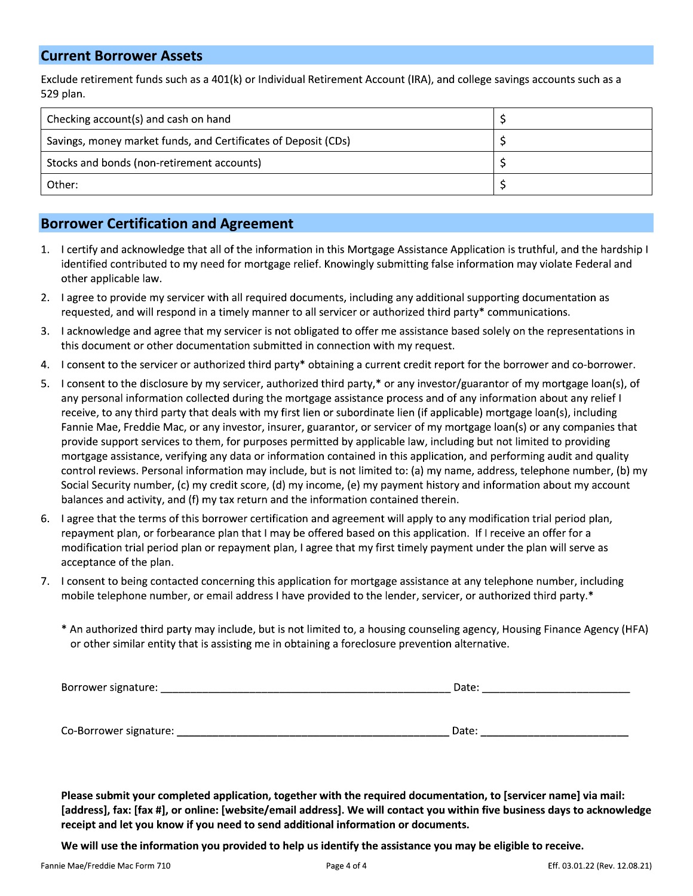## Current Borrower Assets

Exclude retirement funds such as a 401(k) or Individual Retirement Account (IRA), and college savings accounts such as a 529 plan.

| | |
|---|---|
| Checking account(s) and cash on hand | $ |
| Savings, money market funds, and Certificates of Deposit (CDs) | $ |
| Stocks and bonds (non-retirement accounts) | $ |
| Other: | $ |

## Borrower Certification and Agreement

1. I certify and acknowledge that all of the information in this Mortgage Assistance Application is truthful, and the hardship I identified contributed to my need for mortgage relief. Knowingly submitting false information may violate Federal and other applicable law.
2. I agree to provide my servicer with all required documents, including any additional supporting documentation as requested, and will respond in a timely manner to all servicer or authorized third party* communications.
3. I acknowledge and agree that my servicer is not obligated to offer me assistance based solely on the representations in this document or other documentation submitted in connection with my request.
4. I consent to the servicer or authorized third party* obtaining a current credit report for the borrower and co-borrower.
5. I consent to the disclosure by my servicer, authorized third party,* or any investor/guarantor of my mortgage loan(s), of any personal information collected during the mortgage assistance process and of any information about any relief I receive, to any third party that deals with my first lien or subordinate lien (if applicable) mortgage loan(s), including Fannie Mae, Freddie Mac, or any investor, insurer, guarantor, or servicer of my mortgage loan(s) or any companies that provide support services to them, for purposes permitted by applicable law, including but not limited to providing mortgage assistance, verifying any data or information contained in this application, and performing audit and quality control reviews. Personal information may include, but is not limited to: (a) my name, address, telephone number, (b) my Social Security number, (c) my credit score, (d) my income, (e) my payment history and information about my account balances and activity, and (f) my tax return and the information contained therein.
6. I agree that the terms of this borrower certification and agreement will apply to any modification trial period plan, repayment plan, or forbearance plan that I may be offered based on this application. If I receive an offer for a modification trial period plan or repayment plan, I agree that my first timely payment under the plan will serve as acceptance of the plan.
7. I consent to being contacted concerning this application for mortgage assistance at any telephone number, including mobile telephone number, or email address I have provided to the lender, servicer, or authorized third party.*

\* An authorized third party may include, but is not limited to, a housing counseling agency, Housing Finance Agency (HFA) or other similar entity that is assisting me in obtaining a foreclosure prevention alternative.

Borrower signature: _______________________________________________ Date: ________________________

Co-Borrower signature: ____________________________________________ Date: ________________________

**Please submit your completed application, together with the required documentation, to [servicer name] via mail: [address], fax: [fax #], or online: [website/email address]. We will contact you within five business days to acknowledge receipt and let you know if you need to send additional information or documents.**

**We will use the information you provided to help us identify the assistance you may be eligible to receive.**

Fannie Mae/Freddie Mac Form 710 Eff. 03.01.22 (Rev. 12.08.21)